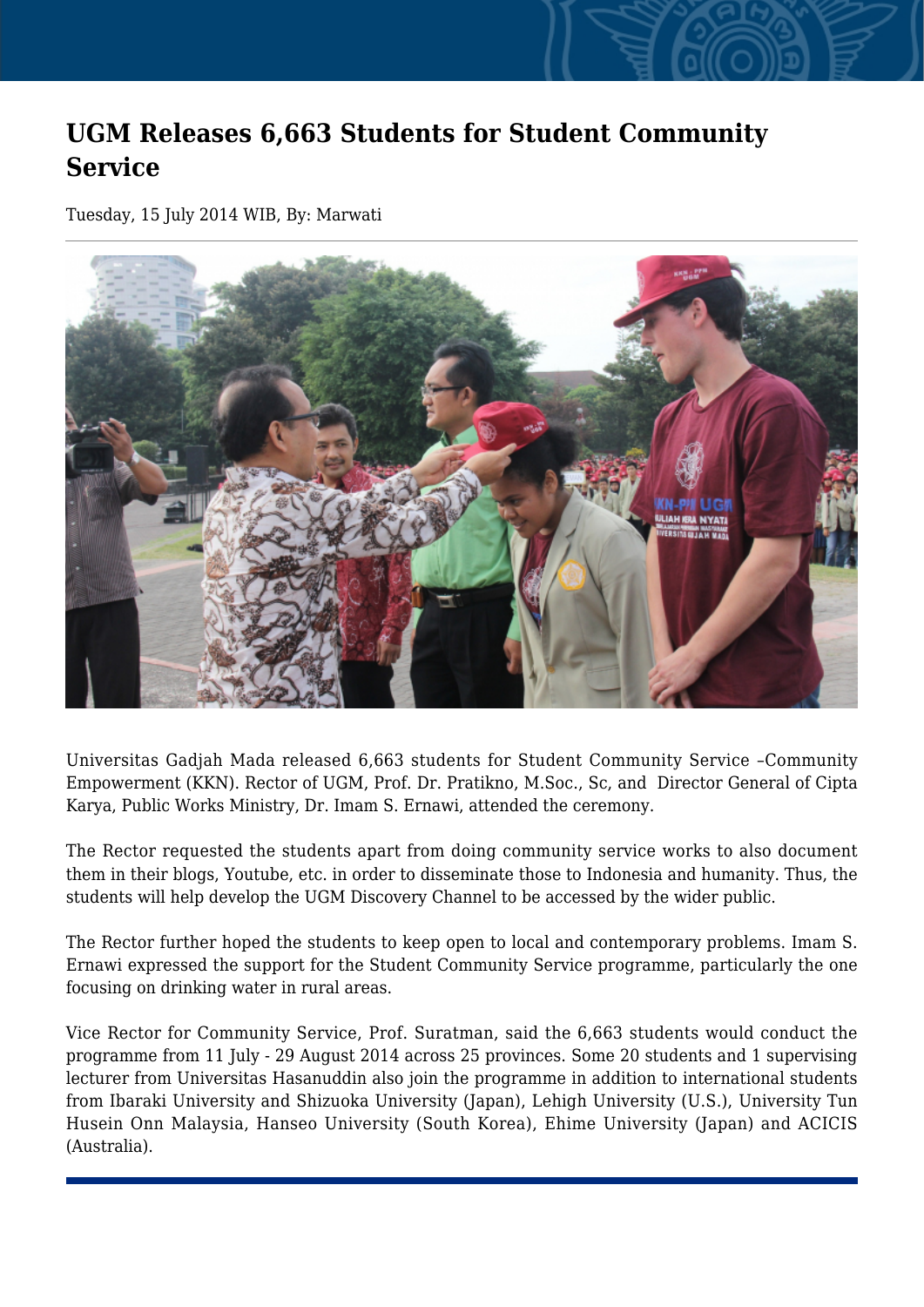# UGM Releases 6,663 Students for Student Community Service

Tuesday, 15 July 2014 WIB, By: Marwati

Universitas Gadjah Mada released 6,663 students for Student Community Service –Community Empowerment (KKN). Rector of UGM, Prof. Dr. Pratikno, M.Soc., Sc, and Director General of Cipta Karya, Public Works Ministry, Dr. Imam S. Ernawi, attended the ceremony.

The Rector requested the students apart from doing community service works to also document them in their blogs, Youtube, etc. in order to disseminate those to Indonesia and humanity. Thus, the students will help develop the UGM Discovery Channel to be accessed by the wider public.

The Rector further hoped the students to keep open to local and contemporary problems. Imam S. Ernawi expressed the support for the Student Community Service programme, particularly the one focusing on drinking water in rural areas.

Vice Rector for Community Service, Prof. Suratman, said the 6,663 students would conduct the programme from 11 July - 29 August 2014 across 25 provinces. Some 20 students and 1 supervising lecturer from Universitas Hasanuddin also join the programme in addition to international students from Ibaraki University and Shizuoka University (Japan), Lehigh University (U.S.), University Tun Husein Onn Malaysia, Hanseo University (South Korea), Ehime University (Japan) and ACICIS (Australia).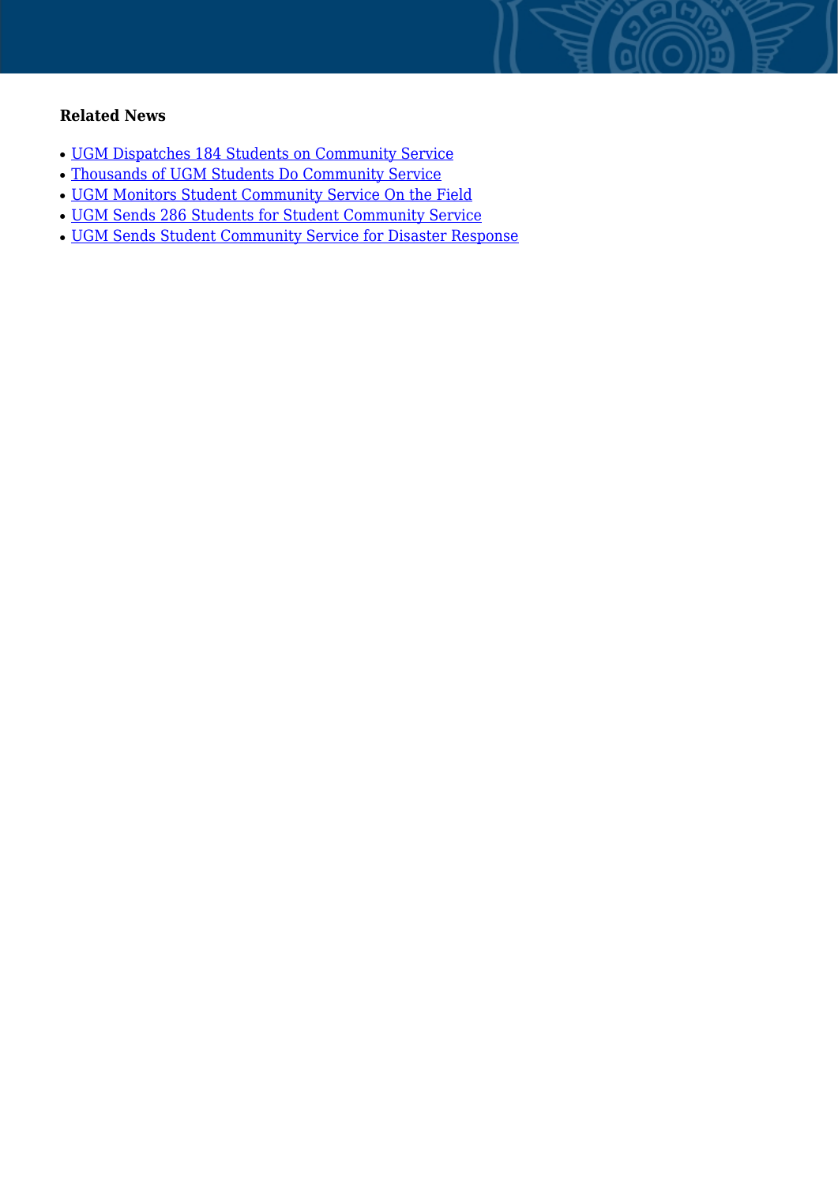**Related News**

- UGM Dispatches 184 Students on Community Service
- Thousands of UGM Students Do Community Service
- UGM Monitors Student Community Service On the Field
- UGM Sends 286 Students for Student Community Service
- UGM Sends Student Community Service for Disaster Response